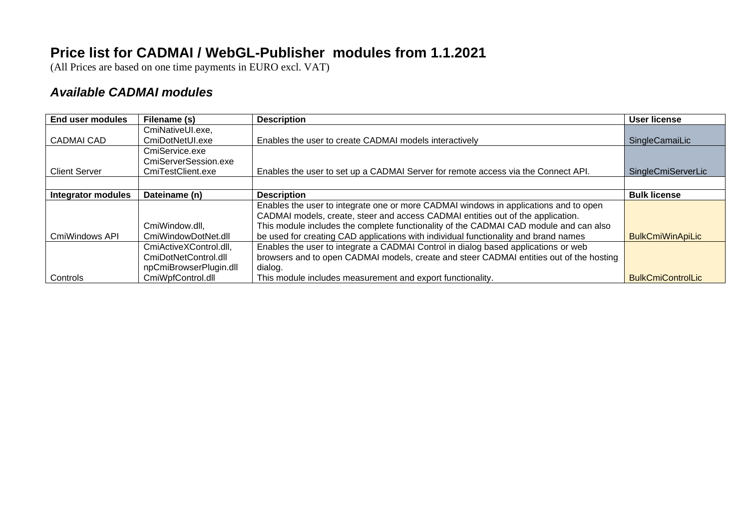# Price list for CADMAI / WebGL-Publisher modules from 1.1.2021

(All Prices are based on one time payments in EURO excl. VAT)

## *Available CADMAI modules*

| End user modules | Filename (s) | Description | User license |
|---|---|---|---|
| CADMAI CAD | CmiNativeUI.exe, CmiDotNetUI.exe | Enables the user to create CADMAI models interactively | SingleCamaiLic |
| Client Server | CmiService.exe CmiServerSession.exe CmiTestClient.exe | Enables the user to set up a CADMAI Server for remote access via the Connect API. | SingleCmiServerLic |
| | | | |
| **Integrator modules** | **Dateiname (n)** | **Description** | **Bulk license** |
| CmiWindows API | CmiWindow.dll, CmiWindowDotNet.dll | Enables the user to integrate one or more CADMAI windows in applications and to open CADMAI models, create, steer and access CADMAI entities out of the application. This module includes the complete functionality of the CADMAI CAD module and can also be used for creating CAD applications with individual functionality and brand names | BulkCmiWinApiLic |
| Controls | CmiActiveXControl.dll, CmiDotNetControl.dll npCmiBrowserPlugin.dll CmiWpfControl.dll | Enables the user to integrate a CADMAI Control in dialog based applications or web browsers and to open CADMAI models, create and steer CADMAI entities out of the hosting dialog. This module includes measurement and export functionality. | BulkCmiControlLic |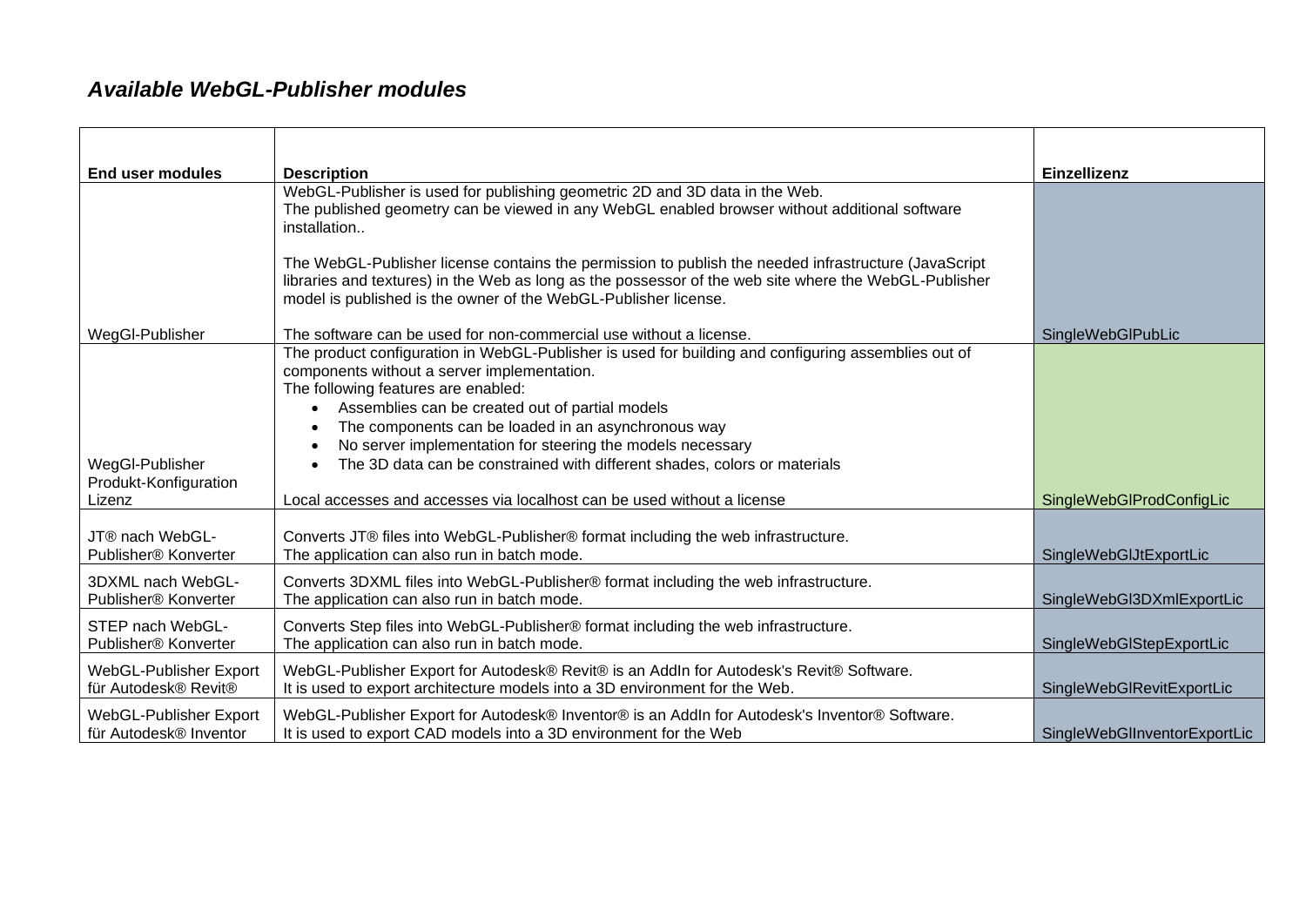### *Available WebGL-Publisher modules*

| End user modules | Description | Einzellizenz |
|---|---|---|
| WegGl-Publisher | WebGL-Publisher is used for publishing geometric 2D and 3D data in the Web.<br>The published geometry can be viewed in any WebGL enabled browser without additional software installation..<br><br>The WebGL-Publisher license contains the permission to publish the needed infrastructure (JavaScript libraries and textures) in the Web as long as the possessor of the web site where the WebGL-Publisher model is published is the owner of the WebGL-Publisher license.<br><br>The software can be used for non-commercial use without a license. | SingleWebGlPubLic |
| WegGl-Publisher Produkt-Konfiguration Lizenz | The product configuration in WebGL-Publisher is used for building and configuring assemblies out of components without a server implementation.<br>The following features are enabled:<br>• Assemblies can be created out of partial models<br>• The components can be loaded in an asynchronous way<br>• No server implementation for steering the models necessary<br>• The 3D data can be constrained with different shades, colors or materials<br><br>Local accesses and accesses via localhost can be used without a license | SingleWebGlProdConfigLic |
| JT® nach WebGL-Publisher® Konverter | Converts JT® files into WebGL-Publisher® format including the web infrastructure.<br>The application can also run in batch mode. | SingleWebGlJtExportLic |
| 3DXML nach WebGL-Publisher® Konverter | Converts 3DXML files into WebGL-Publisher® format including the web infrastructure.<br>The application can also run in batch mode. | SingleWebGl3DXmlExportLic |
| STEP nach WebGL-Publisher® Konverter | Converts Step files into WebGL-Publisher® format including the web infrastructure.<br>The application can also run in batch mode. | SingleWebGlStepExportLic |
| WebGL-Publisher Export für Autodesk® Revit® | WebGL-Publisher Export for Autodesk® Revit® is an AddIn for Autodesk's Revit® Software.<br>It is used to export architecture models into a 3D environment for the Web. | SingleWebGlRevitExportLic |
| WebGL-Publisher Export für Autodesk® Inventor | WebGL-Publisher Export for Autodesk® Inventor® is an AddIn for Autodesk's Inventor® Software.<br>It is used to export CAD models into a 3D environment for the Web | SingleWebGlInventorExportLic |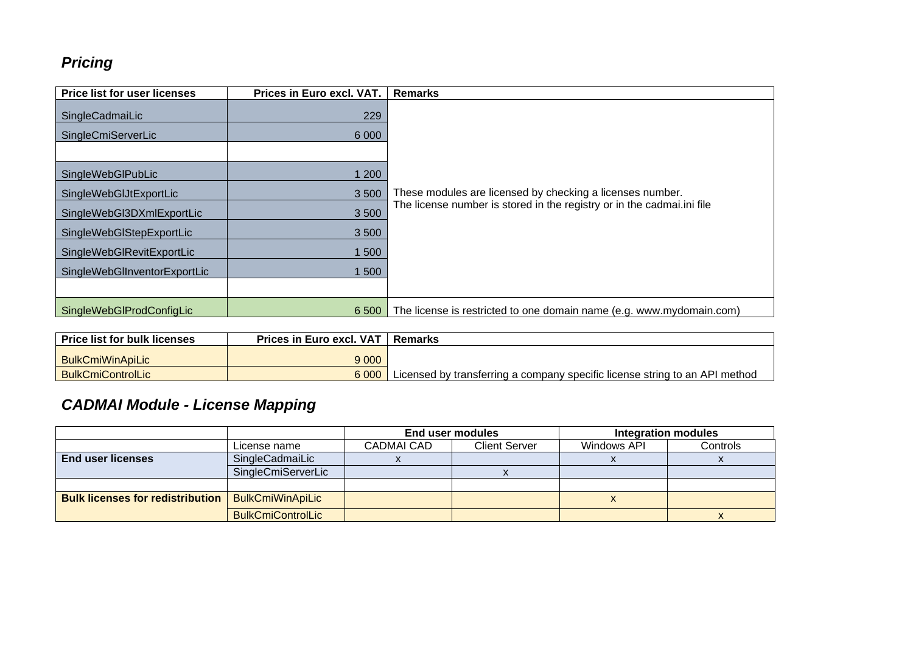## *Pricing*

| Price list for user licenses | Prices in Euro excl. VAT. | Remarks |
|---|---|---|
| SingleCadmaiLic | 229 | These modules are licensed by checking a licenses number. The license number is stored in the registry or in the cadmai.ini file |
| SingleCmiServerLic | 6 000 | |
| | | |
| SingleWebGlPubLic | 1 200 | |
| SingleWebGlJtExportLic | 3 500 | |
| SingleWebGl3DXmlExportLic | 3 500 | |
| SingleWebGlStepExportLic | 3 500 | |
| SingleWebGlRevitExportLic | 1 500 | |
| SingleWebGlInventorExportLic | 1 500 | |
| | | |
| SingleWebGlProdConfigLic | 6 500 | The license is restricted to one domain name (e.g. www.mydomain.com) |

| Price list for bulk licenses | Prices in Euro excl. VAT | Remarks |
|---|---|---|
| BulkCmiWinApiLic | 9 000 | Licensed by transferring a company specific license string to an API method |
| BulkCmiControlLic | 6 000 | |

## *CADMAI Module - License Mapping*

| | | End user modules | | Integration modules | |
|---|---|---|---|---|---|
| | License name | CADMAI CAD | Client Server | Windows API | Controls |
| **End user licenses** | SingleCadmaiLic | x | | x | x |
| | SingleCmiServerLic | | x | | |
| | | | | | |
| **Bulk licenses for redistribution** | BulkCmiWinApiLic | | | x | |
| | BulkCmiControlLic | | | | x |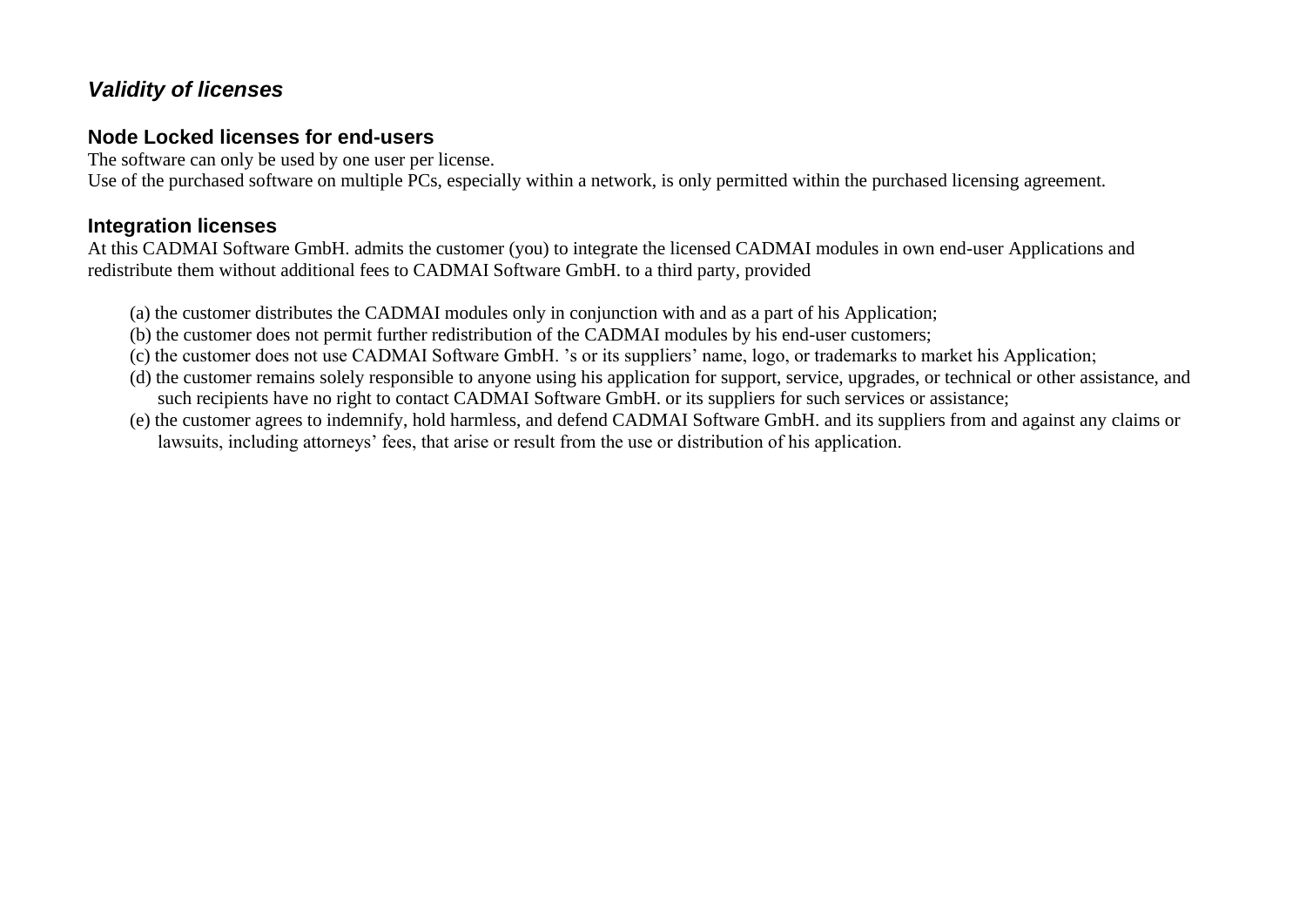## ***Validity of licenses***

### Node Locked licenses for end-users

The software can only be used by one user per license.
Use of the purchased software on multiple PCs, especially within a network, is only permitted within the purchased licensing agreement.

### Integration licenses

At this CADMAI Software GmbH. admits the customer (you) to integrate the licensed CADMAI modules in own end-user Applications and redistribute them without additional fees to CADMAI Software GmbH. to a third party, provided

(a) the customer distributes the CADMAI modules only in conjunction with and as a part of his Application;
(b) the customer does not permit further redistribution of the CADMAI modules by his end-user customers;
(c) the customer does not use CADMAI Software GmbH. 's or its suppliers' name, logo, or trademarks to market his Application;
(d) the customer remains solely responsible to anyone using his application for support, service, upgrades, or technical or other assistance, and such recipients have no right to contact CADMAI Software GmbH. or its suppliers for such services or assistance;
(e) the customer agrees to indemnify, hold harmless, and defend CADMAI Software GmbH. and its suppliers from and against any claims or lawsuits, including attorneys' fees, that arise or result from the use or distribution of his application.